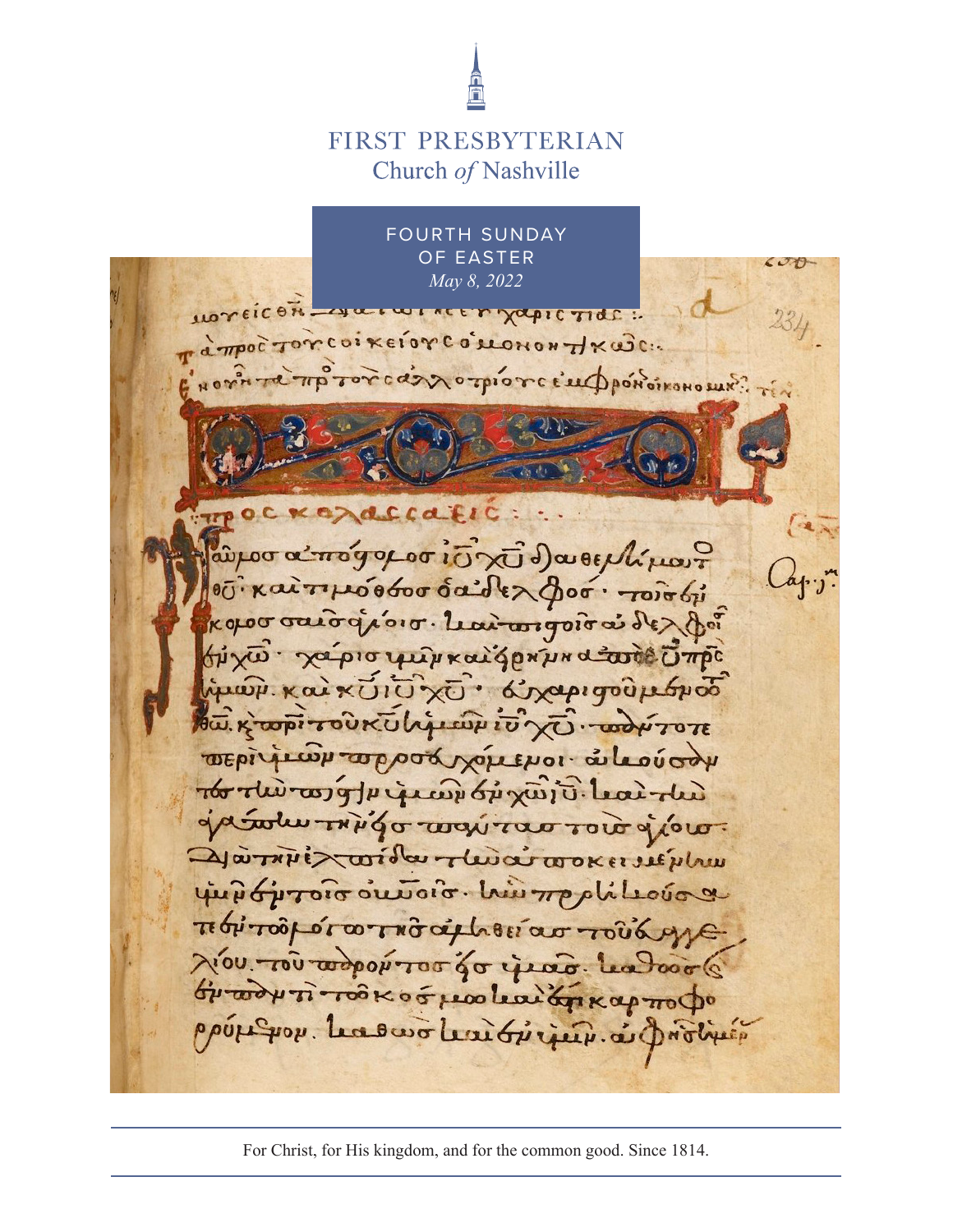# FIRST PRESBYTERIAN
## Church *of* Nashville

FOURTH SUNDAY OF EASTER
*May 8, 2022*

For Christ, for His kingdom, and for the common good. Since 1814.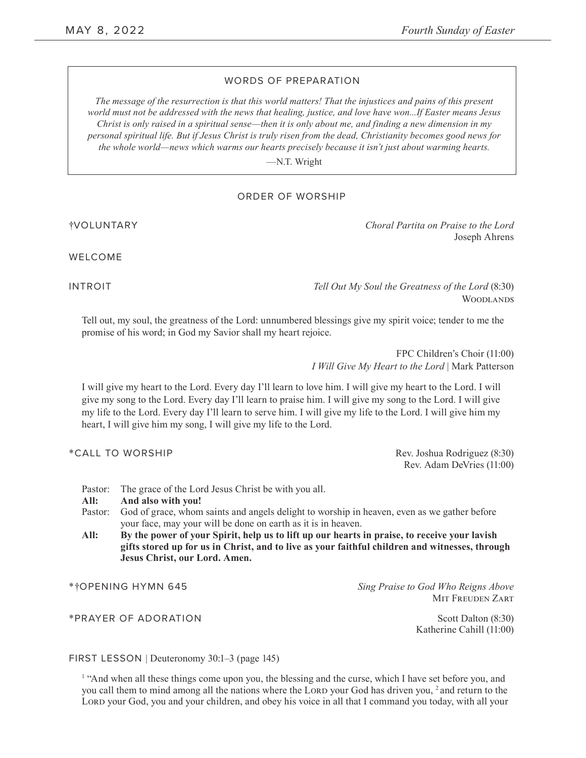## WORDS OF PREPARATION

*The message of the resurrection is that this world matters! That the injustices and pains of this present world must not be addressed with the news that healing, justice, and love have won...If Easter means Jesus Christ is only raised in a spiritual sense—then it is only about me, and finding a new dimension in my personal spiritual life. But if Jesus Christ is truly risen from the dead, Christianity becomes good news for the whole world—news which warms our hearts precisely because it isn't just about warming hearts.*

—N.T. Wright

## ORDER OF WORSHIP

†VOLUNTARY — *Choral Partita on Praise to the Lord*
Joseph Ahrens

WELCOME

INTROIT — *Tell Out My Soul the Greatness of the Lord* (8:30)
Woodlands

Tell out, my soul, the greatness of the Lord: unnumbered blessings give my spirit voice; tender to me the promise of his word; in God my Savior shall my heart rejoice.

FPC Children's Choir (11:00)
*I Will Give My Heart to the Lord* | Mark Patterson

I will give my heart to the Lord. Every day I'll learn to love him. I will give my heart to the Lord. I will give my song to the Lord. Every day I'll learn to praise him. I will give my song to the Lord. I will give my life to the Lord. Every day I'll learn to serve him. I will give my life to the Lord. I will give him my heart, I will give him my song, I will give my life to the Lord.

\*CALL TO WORSHIP — Rev. Joshua Rodriguez (8:30)
Rev. Adam DeVries (11:00)

Pastor: The grace of the Lord Jesus Christ be with you all.
**All: And also with you!**
Pastor: God of grace, whom saints and angels delight to worship in heaven, even as we gather before your face, may your will be done on earth as it is in heaven.
**All: By the power of your Spirit, help us to lift up our hearts in praise, to receive your lavish gifts stored up for us in Christ, and to live as your faithful children and witnesses, through Jesus Christ, our Lord. Amen.**

\*†OPENING HYMN 645 — *Sing Praise to God Who Reigns Above*
Mit Freuden Zart

\*PRAYER OF ADORATION — Scott Dalton (8:30)
Katherine Cahill (11:00)

FIRST LESSON | Deuteronomy 30:1–3 (page 145)

[1] "And when all these things come upon you, the blessing and the curse, which I have set before you, and you call them to mind among all the nations where the Lord your God has driven you, [2] and return to the Lord your God, you and your children, and obey his voice in all that I command you today, with all your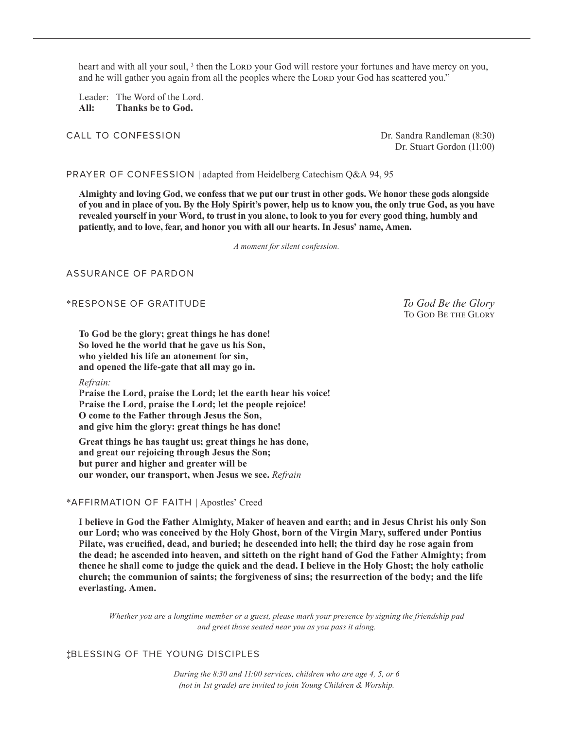heart and with all your soul, [3] then the LORD your God will restore your fortunes and have mercy on you, and he will gather you again from all the peoples where the LORD your God has scattered you."

Leader: The Word of the Lord.
**All: Thanks be to God.**

## CALL TO CONFESSION

Dr. Sandra Randleman (8:30)
Dr. Stuart Gordon (11:00)

## PRAYER OF CONFESSION | adapted from Heidelberg Catechism Q&A 94, 95

**Almighty and loving God, we confess that we put our trust in other gods. We honor these gods alongside of you and in place of you. By the Holy Spirit's power, help us to know you, the only true God, as you have revealed yourself in your Word, to trust in you alone, to look to you for every good thing, humbly and patiently, and to love, fear, and honor you with all our hearts. In Jesus' name, Amen.**

*A moment for silent confession.*

## ASSURANCE OF PARDON

## *RESPONSE OF GRATITUDE

*To God Be the Glory*
TO GOD BE THE GLORY

**To God be the glory; great things he has done!**
**So loved he the world that he gave us his Son,**
**who yielded his life an atonement for sin,**
**and opened the life-gate that all may go in.**

*Refrain:*
**Praise the Lord, praise the Lord; let the earth hear his voice!**
**Praise the Lord, praise the Lord; let the people rejoice!**
**O come to the Father through Jesus the Son,**
**and give him the glory: great things he has done!**

**Great things he has taught us; great things he has done,**
**and great our rejoicing through Jesus the Son;**
**but purer and higher and greater will be**
**our wonder, our transport, when Jesus we see.** *Refrain*

## *AFFIRMATION OF FAITH | Apostles' Creed

**I believe in God the Father Almighty, Maker of heaven and earth; and in Jesus Christ his only Son our Lord; who was conceived by the Holy Ghost, born of the Virgin Mary, suffered under Pontius Pilate, was crucified, dead, and buried; he descended into hell; the third day he rose again from the dead; he ascended into heaven, and sitteth on the right hand of God the Father Almighty; from thence he shall come to judge the quick and the dead. I believe in the Holy Ghost; the holy catholic church; the communion of saints; the forgiveness of sins; the resurrection of the body; and the life everlasting. Amen.**

*Whether you are a longtime member or a guest, please mark your presence by signing the friendship pad and greet those seated near you as you pass it along.*

## ‡BLESSING OF THE YOUNG DISCIPLES

*During the 8:30 and 11:00 services, children who are age 4, 5, or 6 (not in 1st grade) are invited to join Young Children & Worship.*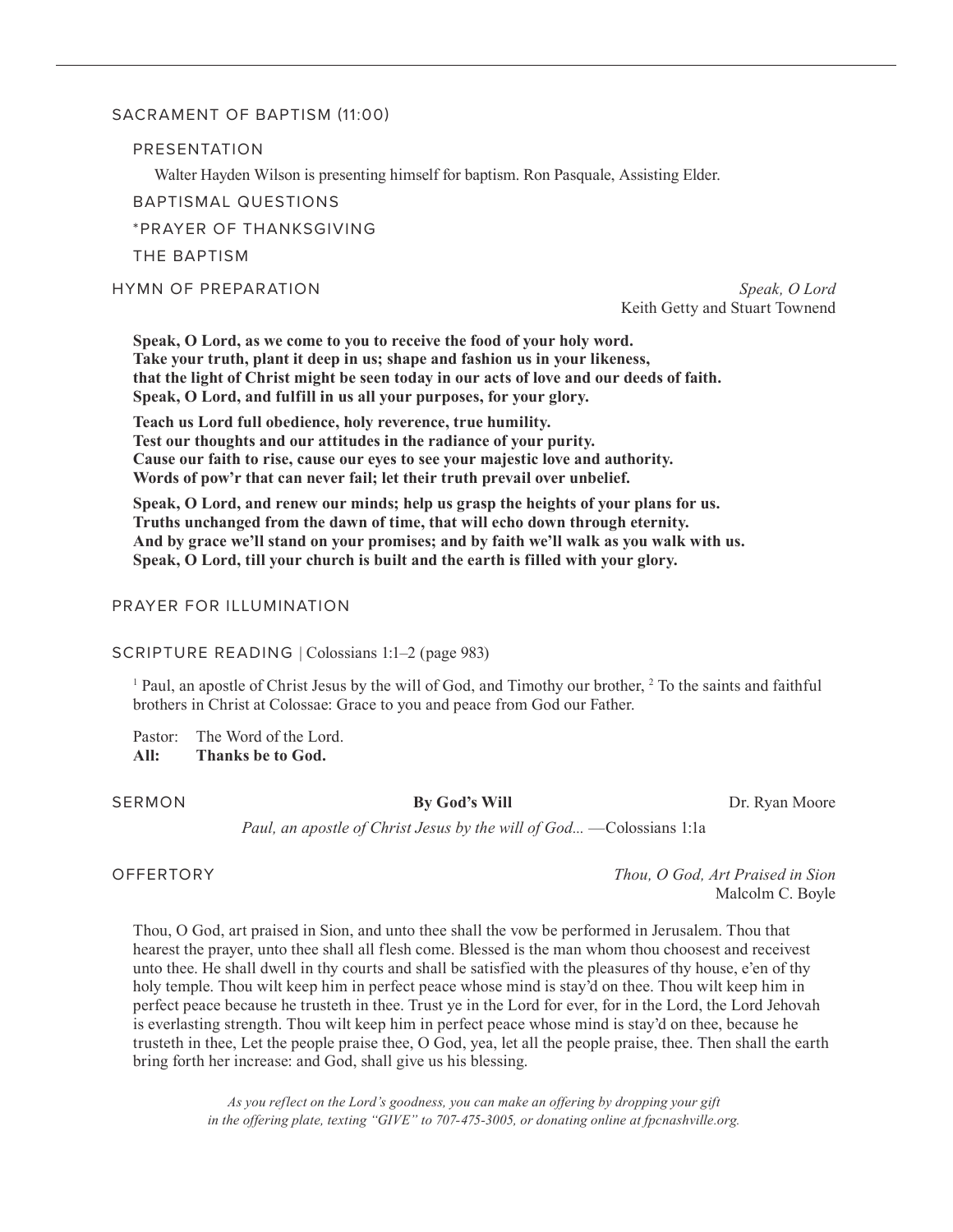## SACRAMENT OF BAPTISM (11:00)

### PRESENTATION

Walter Hayden Wilson is presenting himself for baptism. Ron Pasquale, Assisting Elder.

### BAPTISMAL QUESTIONS

### *PRAYER OF THANKSGIVING

### THE BAPTISM

## HYMN OF PREPARATION

*Speak, O Lord*
Keith Getty and Stuart Townend

**Speak, O Lord, as we come to you to receive the food of your holy word.**
**Take your truth, plant it deep in us; shape and fashion us in your likeness,**
**that the light of Christ might be seen today in our acts of love and our deeds of faith.**
**Speak, O Lord, and fulfill in us all your purposes, for your glory.**

**Teach us Lord full obedience, holy reverence, true humility.**
**Test our thoughts and our attitudes in the radiance of your purity.**
**Cause our faith to rise, cause our eyes to see your majestic love and authority.**
**Words of pow'r that can never fail; let their truth prevail over unbelief.**

**Speak, O Lord, and renew our minds; help us grasp the heights of your plans for us.**
**Truths unchanged from the dawn of time, that will echo down through eternity.**
**And by grace we'll stand on your promises; and by faith we'll walk as you walk with us.**
**Speak, O Lord, till your church is built and the earth is filled with your glory.**

## PRAYER FOR ILLUMINATION

## SCRIPTURE READING | Colossians 1:1–2 (page 983)

[1] Paul, an apostle of Christ Jesus by the will of God, and Timothy our brother, [2] To the saints and faithful brothers in Christ at Colossae: Grace to you and peace from God our Father.

Pastor: The Word of the Lord.
**All: Thanks be to God.**

## SERMON

**By God's Will** — Dr. Ryan Moore

*Paul, an apostle of Christ Jesus by the will of God...* —Colossians 1:1a

## OFFERTORY

*Thou, O God, Art Praised in Sion*
Malcolm C. Boyle

Thou, O God, art praised in Sion, and unto thee shall the vow be performed in Jerusalem. Thou that hearest the prayer, unto thee shall all flesh come. Blessed is the man whom thou choosest and receivest unto thee. He shall dwell in thy courts and shall be satisfied with the pleasures of thy house, e'en of thy holy temple. Thou wilt keep him in perfect peace whose mind is stay'd on thee. Thou wilt keep him in perfect peace because he trusteth in thee. Trust ye in the Lord for ever, for in the Lord, the Lord Jehovah is everlasting strength. Thou wilt keep him in perfect peace whose mind is stay'd on thee, because he trusteth in thee, Let the people praise thee, O God, yea, let all the people praise, thee. Then shall the earth bring forth her increase: and God, shall give us his blessing.

*As you reflect on the Lord's goodness, you can make an offering by dropping your gift in the offering plate, texting "GIVE" to 707-475-3005, or donating online at fpcnashville.org.*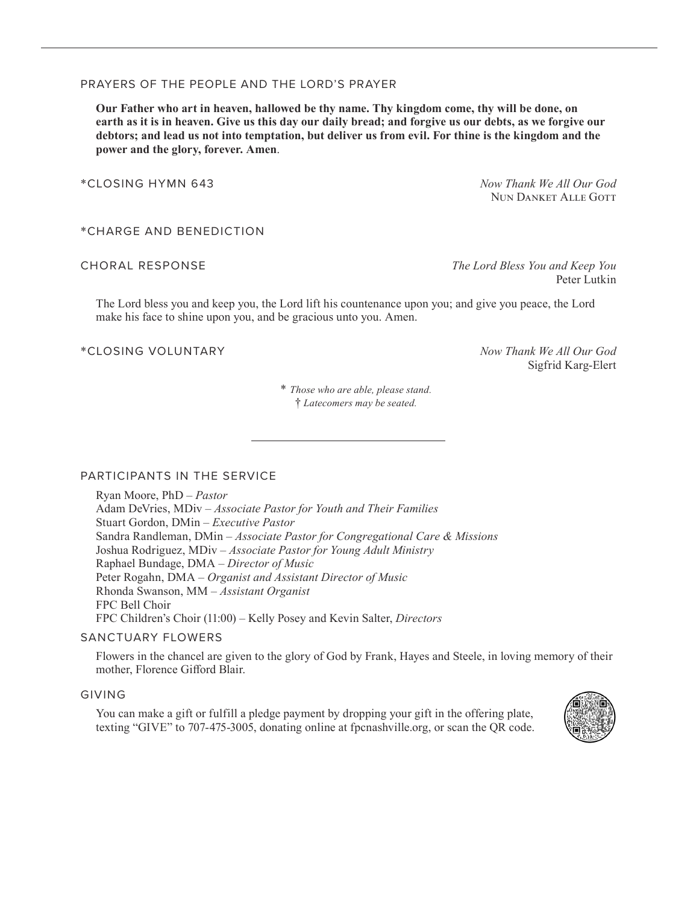## PRAYERS OF THE PEOPLE AND THE LORD'S PRAYER

**Our Father who art in heaven, hallowed be thy name. Thy kingdom come, thy will be done, on earth as it is in heaven. Give us this day our daily bread; and forgive us our debts, as we forgive our debtors; and lead us not into temptation, but deliver us from evil. For thine is the kingdom and the power and the glory, forever. Amen**.

## *CLOSING HYMN 643

*Now Thank We All Our God*
NUN DANKET ALLE GOTT

## *CHARGE AND BENEDICTION

## CHORAL RESPONSE

*The Lord Bless You and Keep You*
Peter Lutkin

The Lord bless you and keep you, the Lord lift his countenance upon you; and give you peace, the Lord make his face to shine upon you, and be gracious unto you. Amen.

## *CLOSING VOLUNTARY

*Now Thank We All Our God*
Sigfrid Karg-Elert

\* *Those who are able, please stand.*
† *Latecomers may be seated.*

---

## PARTICIPANTS IN THE SERVICE

Ryan Moore, PhD – *Pastor*
Adam DeVries, MDiv – *Associate Pastor for Youth and Their Families*
Stuart Gordon, DMin – *Executive Pastor*
Sandra Randleman, DMin – *Associate Pastor for Congregational Care & Missions*
Joshua Rodriguez, MDiv – *Associate Pastor for Young Adult Ministry*
Raphael Bundage, DMA – *Director of Music*
Peter Rogahn, DMA – *Organist and Assistant Director of Music*
Rhonda Swanson, MM – *Assistant Organist*
FPC Bell Choir
FPC Children's Choir (11:00) – Kelly Posey and Kevin Salter, *Directors*

## SANCTUARY FLOWERS

Flowers in the chancel are given to the glory of God by Frank, Hayes and Steele, in loving memory of their mother, Florence Gifford Blair.

## GIVING

You can make a gift or fulfill a pledge payment by dropping your gift in the offering plate, texting "GIVE" to 707-475-3005, donating online at fpcnashville.org, or scan the QR code.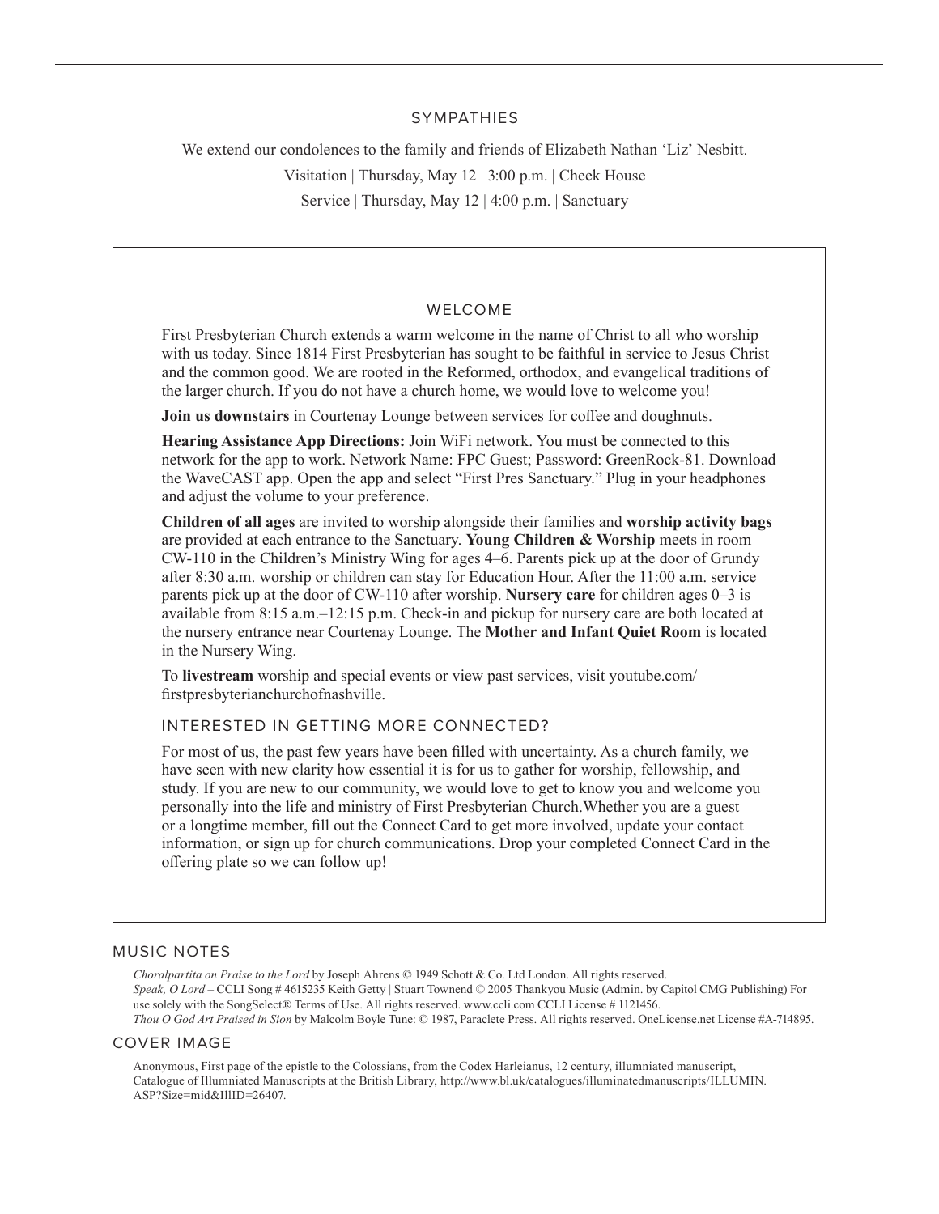## SYMPATHIES

We extend our condolences to the family and friends of Elizabeth Nathan 'Liz' Nesbitt.

Visitation | Thursday, May 12 | 3:00 p.m. | Cheek House

Service | Thursday, May 12 | 4:00 p.m. | Sanctuary

## WELCOME

First Presbyterian Church extends a warm welcome in the name of Christ to all who worship with us today. Since 1814 First Presbyterian has sought to be faithful in service to Jesus Christ and the common good. We are rooted in the Reformed, orthodox, and evangelical traditions of the larger church. If you do not have a church home, we would love to welcome you!

**Join us downstairs** in Courtenay Lounge between services for coffee and doughnuts.

**Hearing Assistance App Directions:** Join WiFi network. You must be connected to this network for the app to work. Network Name: FPC Guest; Password: GreenRock-81. Download the WaveCAST app. Open the app and select "First Pres Sanctuary." Plug in your headphones and adjust the volume to your preference.

**Children of all ages** are invited to worship alongside their families and **worship activity bags** are provided at each entrance to the Sanctuary. **Young Children & Worship** meets in room CW-110 in the Children's Ministry Wing for ages 4–6. Parents pick up at the door of Grundy after 8:30 a.m. worship or children can stay for Education Hour. After the 11:00 a.m. service parents pick up at the door of CW-110 after worship. **Nursery care** for children ages 0–3 is available from 8:15 a.m.–12:15 p.m. Check-in and pickup for nursery care are both located at the nursery entrance near Courtenay Lounge. The **Mother and Infant Quiet Room** is located in the Nursery Wing.

To **livestream** worship and special events or view past services, visit youtube.com/firstpresbyterianchurchofnashville.

## INTERESTED IN GETTING MORE CONNECTED?

For most of us, the past few years have been filled with uncertainty. As a church family, we have seen with new clarity how essential it is for us to gather for worship, fellowship, and study. If you are new to our community, we would love to get to know you and welcome you personally into the life and ministry of First Presbyterian Church.Whether you are a guest or a longtime member, fill out the Connect Card to get more involved, update your contact information, or sign up for church communications. Drop your completed Connect Card in the offering plate so we can follow up!

## MUSIC NOTES

*Choralpartita on Praise to the Lord* by Joseph Ahrens © 1949 Schott & Co. Ltd London. All rights reserved.
*Speak, O Lord* – CCLI Song # 4615235 Keith Getty | Stuart Townend © 2005 Thankyou Music (Admin. by Capitol CMG Publishing) For use solely with the SongSelect® Terms of Use. All rights reserved. www.ccli.com CCLI License # 1121456.
*Thou O God Art Praised in Sion* by Malcolm Boyle Tune: © 1987, Paraclete Press. All rights reserved. OneLicense.net License #A-714895.

## COVER IMAGE

Anonymous, First page of the epistle to the Colossians, from the Codex Harleianus, 12 century, illumniated manuscript, Catalogue of Illumniated Manuscripts at the British Library, http://www.bl.uk/catalogues/illuminatedmanuscripts/ILLUMIN.ASP?Size=mid&IllID=26407.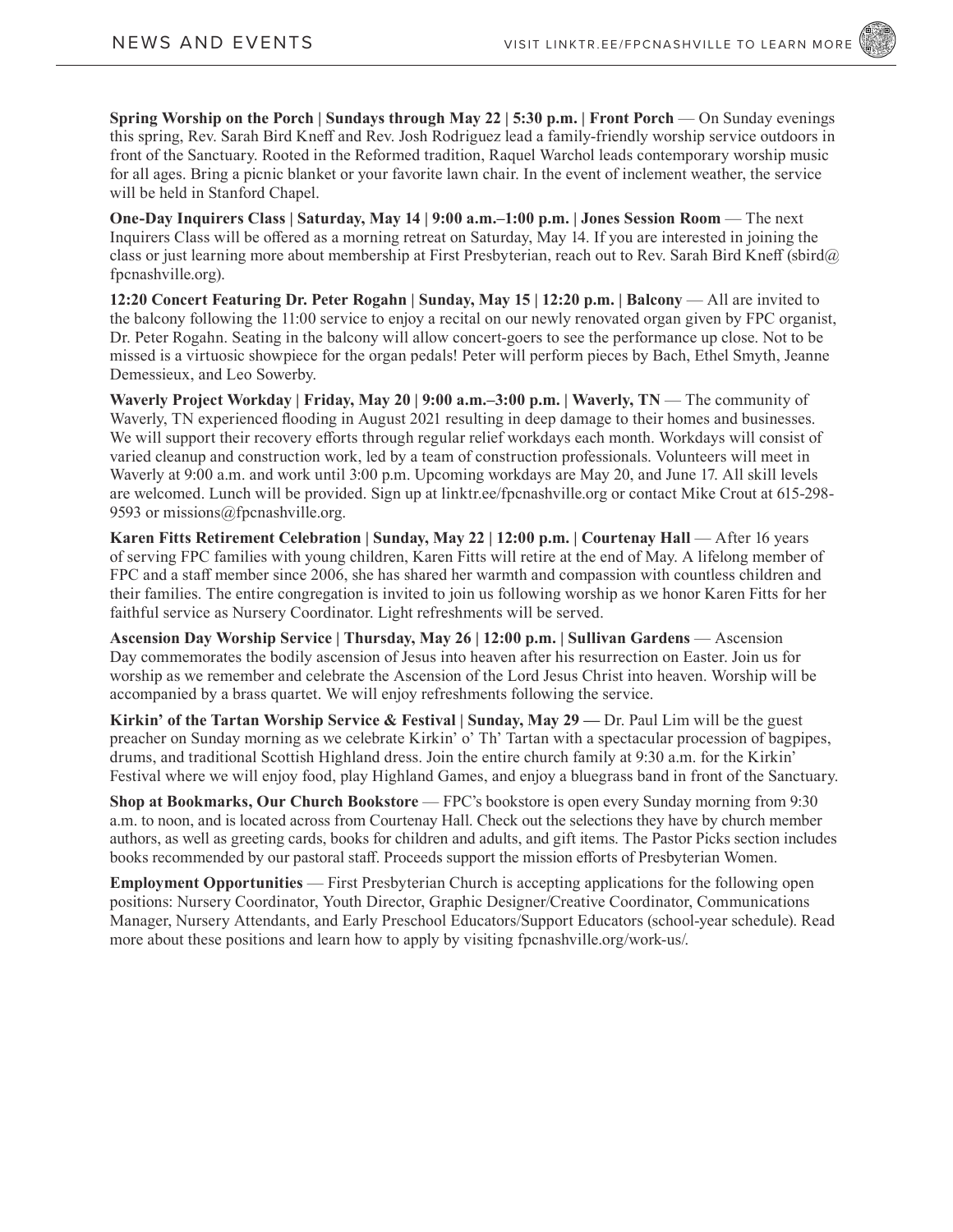**Spring Worship on the Porch | Sundays through May 22 | 5:30 p.m. | Front Porch** — On Sunday evenings this spring, Rev. Sarah Bird Kneff and Rev. Josh Rodriguez lead a family-friendly worship service outdoors in front of the Sanctuary. Rooted in the Reformed tradition, Raquel Warchol leads contemporary worship music for all ages. Bring a picnic blanket or your favorite lawn chair. In the event of inclement weather, the service will be held in Stanford Chapel.

**One-Day Inquirers Class | Saturday, May 14 | 9:00 a.m.–1:00 p.m. | Jones Session Room** — The next Inquirers Class will be offered as a morning retreat on Saturday, May 14. If you are interested in joining the class or just learning more about membership at First Presbyterian, reach out to Rev. Sarah Bird Kneff (sbird@fpcnashville.org).

**12:20 Concert Featuring Dr. Peter Rogahn | Sunday, May 15 | 12:20 p.m. | Balcony** — All are invited to the balcony following the 11:00 service to enjoy a recital on our newly renovated organ given by FPC organist, Dr. Peter Rogahn. Seating in the balcony will allow concert-goers to see the performance up close. Not to be missed is a virtuosic showpiece for the organ pedals! Peter will perform pieces by Bach, Ethel Smyth, Jeanne Demessieux, and Leo Sowerby.

**Waverly Project Workday | Friday, May 20 | 9:00 a.m.–3:00 p.m. | Waverly, TN** — The community of Waverly, TN experienced flooding in August 2021 resulting in deep damage to their homes and businesses. We will support their recovery efforts through regular relief workdays each month. Workdays will consist of varied cleanup and construction work, led by a team of construction professionals. Volunteers will meet in Waverly at 9:00 a.m. and work until 3:00 p.m. Upcoming workdays are May 20, and June 17. All skill levels are welcomed. Lunch will be provided. Sign up at linktr.ee/fpcnashville.org or contact Mike Crout at 615-298-9593 or missions@fpcnashville.org.

**Karen Fitts Retirement Celebration | Sunday, May 22 | 12:00 p.m. | Courtenay Hall** — After 16 years of serving FPC families with young children, Karen Fitts will retire at the end of May. A lifelong member of FPC and a staff member since 2006, she has shared her warmth and compassion with countless children and their families. The entire congregation is invited to join us following worship as we honor Karen Fitts for her faithful service as Nursery Coordinator. Light refreshments will be served.

**Ascension Day Worship Service | Thursday, May 26 | 12:00 p.m. | Sullivan Gardens** — Ascension Day commemorates the bodily ascension of Jesus into heaven after his resurrection on Easter. Join us for worship as we remember and celebrate the Ascension of the Lord Jesus Christ into heaven. Worship will be accompanied by a brass quartet. We will enjoy refreshments following the service.

**Kirkin' of the Tartan Worship Service & Festival | Sunday, May 29 —** Dr. Paul Lim will be the guest preacher on Sunday morning as we celebrate Kirkin' o' Th' Tartan with a spectacular procession of bagpipes, drums, and traditional Scottish Highland dress. Join the entire church family at 9:30 a.m. for the Kirkin' Festival where we will enjoy food, play Highland Games, and enjoy a bluegrass band in front of the Sanctuary.

**Shop at Bookmarks, Our Church Bookstore** — FPC's bookstore is open every Sunday morning from 9:30 a.m. to noon, and is located across from Courtenay Hall. Check out the selections they have by church member authors, as well as greeting cards, books for children and adults, and gift items. The Pastor Picks section includes books recommended by our pastoral staff. Proceeds support the mission efforts of Presbyterian Women.

**Employment Opportunities** — First Presbyterian Church is accepting applications for the following open positions: Nursery Coordinator, Youth Director, Graphic Designer/Creative Coordinator, Communications Manager, Nursery Attendants, and Early Preschool Educators/Support Educators (school-year schedule). Read more about these positions and learn how to apply by visiting fpcnashville.org/work-us/.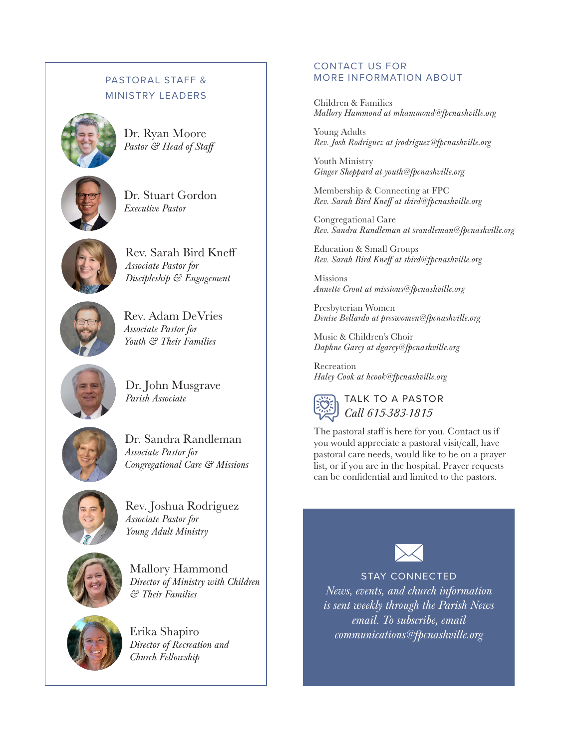## PASTORAL STAFF & MINISTRY LEADERS

Dr. Ryan Moore
*Pastor & Head of Staff*

Dr. Stuart Gordon
*Executive Pastor*

Rev. Sarah Bird Kneff
*Associate Pastor for Discipleship & Engagement*

Rev. Adam DeVries
*Associate Pastor for Youth & Their Families*

Dr. John Musgrave
*Parish Associate*

Dr. Sandra Randleman
*Associate Pastor for Congregational Care & Missions*

Rev. Joshua Rodriguez
*Associate Pastor for Young Adult Ministry*

Mallory Hammond
*Director of Ministry with Children & Their Families*

Erika Shapiro
*Director of Recreation and Church Fellowship*

## CONTACT US FOR MORE INFORMATION ABOUT

Children & Families
*Mallory Hammond at mhammond@fpcnashville.org*

Young Adults
*Rev. Josh Rodriguez at jrodriguez@fpcnashville.org*

Youth Ministry
*Ginger Sheppard at youth@fpcnashville.org*

Membership & Connecting at FPC
*Rev. Sarah Bird Kneff at sbird@fpcnashville.org*

Congregational Care
*Rev. Sandra Randleman at srandleman@fpcnashville.org*

Education & Small Groups
*Rev. Sarah Bird Kneff at sbird@fpcnashville.org*

Missions
*Annette Crout at missions@fpcnashville.org*

Presbyterian Women
*Denise Bellardo at preswomen@fpcnashville.org*

Music & Children's Choir
*Daphne Garey at dgarey@fpcnashville.org*

Recreation
*Haley Cook at hcook@fpcnashville.org*

### TALK TO A PASTOR
*Call 615-383-1815*

The pastoral staff is here for you. Contact us if you would appreciate a pastoral visit/call, have pastoral care needs, would like to be on a prayer list, or if you are in the hospital. Prayer requests can be confidential and limited to the pastors.

### STAY CONNECTED

*News, events, and church information is sent weekly through the Parish News email. To subscribe, email communications@fpcnashville.org*